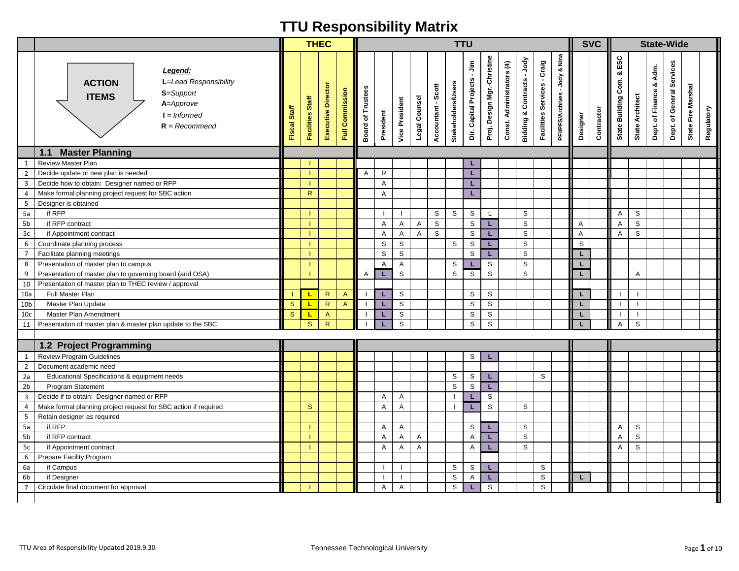# TTU Responsibility Matrix

**Legend:**
- **L**=*Lead Responsibility*
- **S**=*Support*
- **A**=*Approve*
- **I** = *Informed*
- **R** = *Recommend*

| | ACTION ITEMS | THEC | | | | TTU | | | | | | | | | | | | SVC | | State-Wide | | | | | |
|---|---|---|---|---|---|---|---|---|---|---|---|---|---|---|---|---|---|---|---|---|---|---|---|---|---|
| | | Fiscal Staff | Facilities Staff | Executive Director | Full Commission | Board of Trustees | President | Vice President | Legal Counsel | Accountant - Scott | Stakeholders/Users | Dir. Capital Projects - Jim | Proj. Design Mgr.-Christine | Const. Administrators (4) | Bidding & Contracts - Jody | Facilities Services - Craig | PFI/PFS/Archives - Jody & Nina | Designer | Contractor | State Building Com. & ESC | State Architect | Dept. of Finance & Adm. | Dept. of General Services | State Fire Marshal | Regulatory |
| | **1.1 Master Planning** | | | | | | | | | | | | | | | | | | | | | | | | |
| 1 | Review Master Plan | | I | | | | | | | | | L | | | | | | | | | | | | | |
| 2 | Decide update or new plan is needed | | I | | | A | R | | | | | L | | | | | | | | | | | | | |
| 3 | Decide how to obtain: Designer named or RFP | | I | | | | A | | | | | L | | | | | | | | | | | | | |
| 4 | Make formal planning project request for SBC action | | R | | | | A | | | | | L | | | | | | | | | | | | | |
| 5 | Designer is obtained | | | | | | | | | | | | | | | | | | | | | | | | |
| 5a | if RFP | | I | | | | I | I | | S | S | S | L | | S | | | | | A | S | | | | |
| 5b | if RFP contract | | I | | | | A | A | A | S | | S | L | | S | | | A | | A | S | | | | |
| 5c | if Appointment contract | | I | | | | A | A | A | S | | S | L | | S | | | A | | A | S | | | | |
| 6 | Coordinate planning process | | I | | | | S | S | | | S | S | L | | S | | | S | | | | | | | |
| 7 | Facilitate planning meetings | | I | | | | S | S | | | | S | L | | S | | | L | | | | | | | |
| 8 | Presentation of master plan to campus | | I | | | | A | A | | | S | L | S | | S | | | L | | | | | | | |
| 9 | Presentation of master plan to governing board (and OSA) | | I | | | A | L | S | | | S | S | S | | S | | | L | | | A | | | | |
| 10 | Presentation of master plan to THEC review / approval | | | | | | | | | | | | | | | | | | | | | | | | |
| 10a | Full Master Plan | I | L | R | A | I | L | S | | | | S | S | | | | | L | | I | I | | | | |
| 10b | Master Plan Update | S | L | R | A | I | L | S | | | | S | S | | | | | L | | I | I | | | | |
| 10c | Master Plan Amendment | S | L | A | | I | L | S | | | | S | S | | | | | L | | I | I | | | | |
| 11 | Presentation of master plan & master plan update to the SBC | | S | R | | I | L | S | | | | S | S | | | | | L | | A | S | | | | |
| | **1.2 Project Programming** | | | | | | | | | | | | | | | | | | | | | | | | |
| 1 | Review Program Guidelines | | | | | | | | | | | S | L | | | | | | | | | | | | |
| 2 | Document academic need | | | | | | | | | | | | | | | | | | | | | | | | |
| 2a | Educational Specifications & equipment needs | | | | | | | | | | S | S | L | | | S | | | | | | | | | |
| 2b | Program Statement | | | | | | | | | | S | S | L | | | | | | | | | | | | |
| 3 | Decide if to obtain: Designer named or RFP | | | | | | A | A | | | I | L | S | | | | | | | | | | | | |
| 4 | Make formal planning project request for SBC action if required | | S | | | | A | A | | | I | L | S | | S | | | | | | | | | | |
| 5 | Retain designer as required | | | | | | | | | | | | | | | | | | | | | | | | |
| 5a | if RFP | | I | | | | A | A | | | | S | L | | S | | | | | A | S | | | | |
| 5b | if RFP contract | | I | | | | A | A | A | | | A | L | | S | | | | | A | S | | | | |
| 5c | if Appointment contract | | I | | | | A | A | A | | | A | L | | S | | | | | A | S | | | | |
| 6 | Prepare Facility Program | | | | | | | | | | | | | | | | | | | | | | | | |
| 6a | if Campus | | | | | | I | I | | | S | S | L | | | S | | | | | | | | | |
| 6b | if Designer | | | | | | I | I | | | S | A | L | | | S | | L | | | | | | | |
| 7 | Circulate final document for approval | | I | | | | A | A | | | S | L | S | | | S | | | | | | | | | |

TTU Area of Responsibility Updated 2019.9.30 — Tennessee Technological University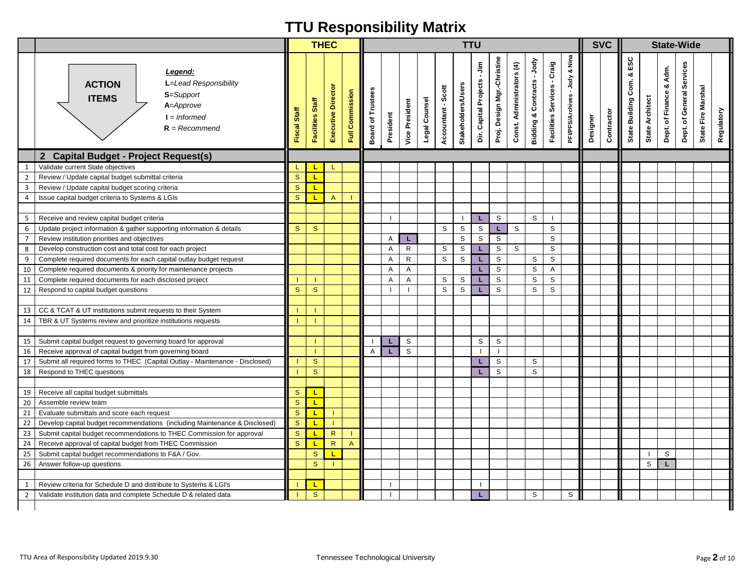# TTU Responsibility Matrix

**ACTION ITEMS**

***Legend:***
- **L**=*Lead Responsibility*
- **S**=*Support*
- **A**=*Approve*
- **I** = *Informed*
- **R** = *Recommend*

| # | ACTION ITEMS | THEC | | | | TTU | | | | | | | | | | | | SVC | | State-Wide | | | | | |
|---|---|---|---|---|---|---|---|---|---|---|---|---|---|---|---|---|---|---|---|---|---|---|---|---|---|
| | | Fiscal Staff | Facilities Staff | Executive Director | Full Commission | Board of Trustees | President | Vice President | Legal Counsel | Accountant - Scott | Stakeholders/Users | Dir. Capital Projects - Jim | Proj. Design Mgr.-Christine | Const. Administrators (4) | Bidding & Contracts - Jody | Facilities Services - Craig | PFI/PFS/Archives - Jody & Nina | Designer | Contractor | State Building Com. & ESC | State Architect | Dept. of Finance & Adm. | Dept. of General Services | State Fire Marshal | Regulatory |
| | **2 Capital Budget - Project Request(s)** | | | | | | | | | | | | | | | | | | | | | | | | |
| 1 | Validate current State objectives | L | L | L | | | | | | | | | | | | | | | | | | | | | |
| 2 | Review / Update capital budget submittal criteria | S | L | | | | | | | | | | | | | | | | | | | | | | |
| 3 | Review / Update capital budget scoring criteria | S | L | | | | | | | | | | | | | | | | | | | | | | |
| 4 | Issue capital budget criteria to Systems & LGIs | S | L | A | I | | | | | | | | | | | | | | | | | | | | |
| | | | | | | | | | | | | | | | | | | | | | | | | | |
| 5 | Receive and review capital budget criteria | | | | | | I | | | | I | L | S | | S | I | | | | | | | | | |
| 6 | Update project information & gather supporting information & details | S | S | | | | | | | S | S | S | L | S | | S | | | | | | | | | |
| 7 | Review institution priorities and objectives | | | | | | A | L | | | S | S | S | | | S | | | | | | | | | |
| 8 | Develop construction cost and total cost for each project | | | | | | A | R | | S | S | L | S | S | | S | | | | | | | | | |
| 9 | Complete required documents for each capital outlay budget request | | | | | | A | R | | S | S | L | S | | S | S | | | | | | | | | |
| 10 | Complete required documents & priority for maintenance projects | | | | | | A | A | | | | L | S | | S | A | | | | | | | | | |
| 11 | Complete required documents for each disclosed project | I | I | | | | A | A | | S | S | L | S | | S | S | | | | | | | | | |
| 12 | Respond to capital budget questions | S | S | | | | I | I | | S | S | L | S | | S | S | | | | | | | | | |
| | | | | | | | | | | | | | | | | | | | | | | | | | |
| 13 | CC & TCAT & UT institutions submit requests to their System | I | I | | | | | | | | | | | | | | | | | | | | | | |
| 14 | TBR & UT Systems review and prioritize institutions requests | I | I | | | | | | | | | | | | | | | | | | | | | | |
| | | | | | | | | | | | | | | | | | | | | | | | | | |
| 15 | Submit capital budget request to governing board for approval | | I | | | I | L | S | | | | S | S | | | | | | | | | | | | |
| 16 | Receive approval of capital budget from governing board | | I | | | A | L | S | | | | I | I | | | | | | | | | | | | |
| 17 | Submit all required forms to THEC (Capital Outlay - Maintenance - Disclosed) | I | S | | | | | | | | | L | S | | S | | | | | | | | | | |
| 18 | Respond to THEC questions | I | S | | | | | | | | | L | S | | S | | | | | | | | | | |
| | | | | | | | | | | | | | | | | | | | | | | | | | |
| 19 | Receive all capital budget submittals | S | L | | | | | | | | | | | | | | | | | | | | | | |
| 20 | Assemble review team | S | L | | | | | | | | | | | | | | | | | | | | | | |
| 21 | Evaluate submittals and score each request | S | L | I | | | | | | | | | | | | | | | | | | | | | |
| 22 | Develop capital budget recommendations (including Maintenance & Disclosed) | S | L | I | | | | | | | | | | | | | | | | | | | | | |
| 23 | Submit capital budget recommendations to THEC Commission for approval | S | L | R | I | | | | | | | | | | | | | | | | | | | | |
| 24 | Receive approval of capital budget from THEC Commission | S | L | R | A | | | | | | | | | | | | | | | | | | | | |
| 25 | Submit capital budget recommendations to F&A / Gov. | | S | L | | | | | | | | | | | | | | | | | I | S | | | |
| 26 | Answer follow-up questions | | S | I | | | | | | | | | | | | | | | | | S | L | | | |
| | | | | | | | | | | | | | | | | | | | | | | | | | |
| 1 | Review criteria for Schedule D and distribute to Systems & LGI's | I | L | | | | I | | | | | I | | | | | | | | | | | | | |
| 2 | Validate institution data and complete Schedule D & related data | I | S | | | | I | | | | | L | | | S | | S | | | | | | | | |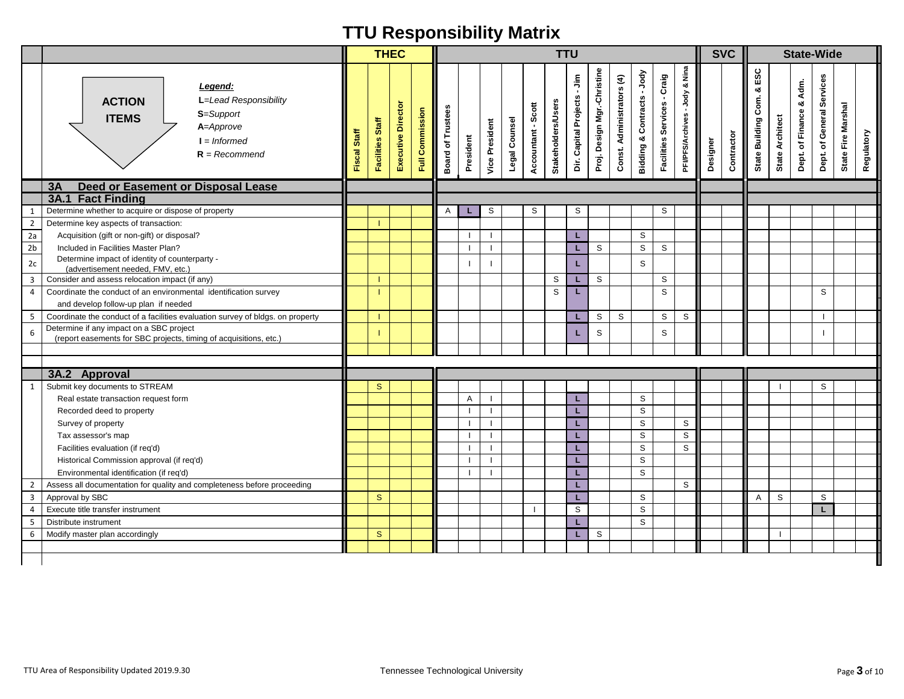# TTU Responsibility Matrix

**Legend:**
- L=*Lead Responsibility*
- S=*Support*
- A=*Approve*
- I = *Informed*
- R = *Recommend*

| | ACTION ITEMS | THEC | | | | TTU | | | | | | | | | | | | SVC | | State-Wide | | | | | |
|---|---|---|---|---|---|---|---|---|---|---|---|---|---|---|---|---|---|---|---|---|---|---|---|---|---|
| | | Fiscal Staff | Facilities Staff | Executive Director | Full Commission | Board of Trustees | President | Vice President | Legal Counsel | Accountant - Scott | Stakeholders/Users | Dir. Capital Projects - Jim | Proj. Design Mgr.-Christine | Const. Administrators (4) | Bidding & Contracts - Jody | Facilities Services - Craig | PFI/PFS/Archives - Jody & Nina | Designer | Contractor | State Building Com. & ESC | State Architect | Dept. of Finance & Adm. | Dept. of General Services | State Fire Marshal | Regulatory |
| **3A** | **Deed or Easement or Disposal Lease** | | | | | | | | | | | | | | | | | | | | | | | | |
| | **3A.1 Fact Finding** | | | | | | | | | | | | | | | | | | | | | | | | |
| 1 | Determine whether to acquire or dispose of property | | | | | A | L | S | | S | | S | | | | S | | | | | | | | | |
| 2 | Determine key aspects of transaction: | | I | | | | | | | | | | | | | | | | | | | | | | |
| 2a | Acquisition (gift or non-gift) or disposal? | | | | | | I | I | | | | L | | | S | | | | | | | | | | |
| 2b | Included in Facilities Master Plan? | | | | | | I | I | | | | L | S | | S | S | | | | | | | | | |
| 2c | Determine impact of identity of counterparty - (advertisement needed, FMV, etc.) | | | | | | I | I | | | | L | | | S | | | | | | | | | | |
| 3 | Consider and assess relocation impact (if any) | | I | | | | | | | | S | L | S | | | S | | | | | | | | | |
| 4 | Coordinate the conduct of an environmental identification survey and develop follow-up plan if needed | | I | | | | | | | | S | L | | | | S | | | | | | | S | | |
| 5 | Coordinate the conduct of a facilities evaluation survey of bldgs. on property | | I | | | | | | | | | L | S | S | | S | S | | | | | | I | | |
| 6 | Determine if any impact on a SBC project (report easements for SBC projects, timing of acquisitions, etc.) | | I | | | | | | | | | L | S | | | S | | | | | | | I | | |
| | **3A.2 Approval** | | | | | | | | | | | | | | | | | | | | | | | | |
| 1 | Submit key documents to STREAM | | S | | | | | | | | | | | | | | | | | | I | | S | | |
| | Real estate transaction request form | | | | | | A | I | | | | L | | | S | | | | | | | | | | |
| | Recorded deed to property | | | | | | I | I | | | | L | | | S | | | | | | | | | | |
| | Survey of property | | | | | | I | I | | | | L | | | S | | S | | | | | | | | |
| | Tax assessor's map | | | | | | I | I | | | | L | | | S | | S | | | | | | | | |
| | Facilities evaluation (if req'd) | | | | | | I | I | | | | L | | | S | | S | | | | | | | | |
| | Historical Commission approval (if req'd) | | | | | | I | I | | | | L | | | S | | | | | | | | | | |
| | Environmental identification (if req'd) | | | | | | I | I | | | | L | | | S | | | | | | | | | | |
| 2 | Assess all documentation for quality and completeness before proceeding | | | | | | | | | | | L | | | | | S | | | | | | | | |
| 3 | Approval by SBC | | S | | | | | | | | | L | | | S | | | | | A | S | | S | | |
| 4 | Execute title transfer instrument | | | | | | | | | I | | S | | | S | | | | | | | | L | | |
| 5 | Distribute instrument | | | | | | | | | | | L | | | S | | | | | | | | | | |
| 6 | Modify master plan accordingly | | S | | | | | | | | | L | S | | | | | | | | I | | | | |

TTU Area of Responsibility Updated 2019.9.30

Tennessee Technological University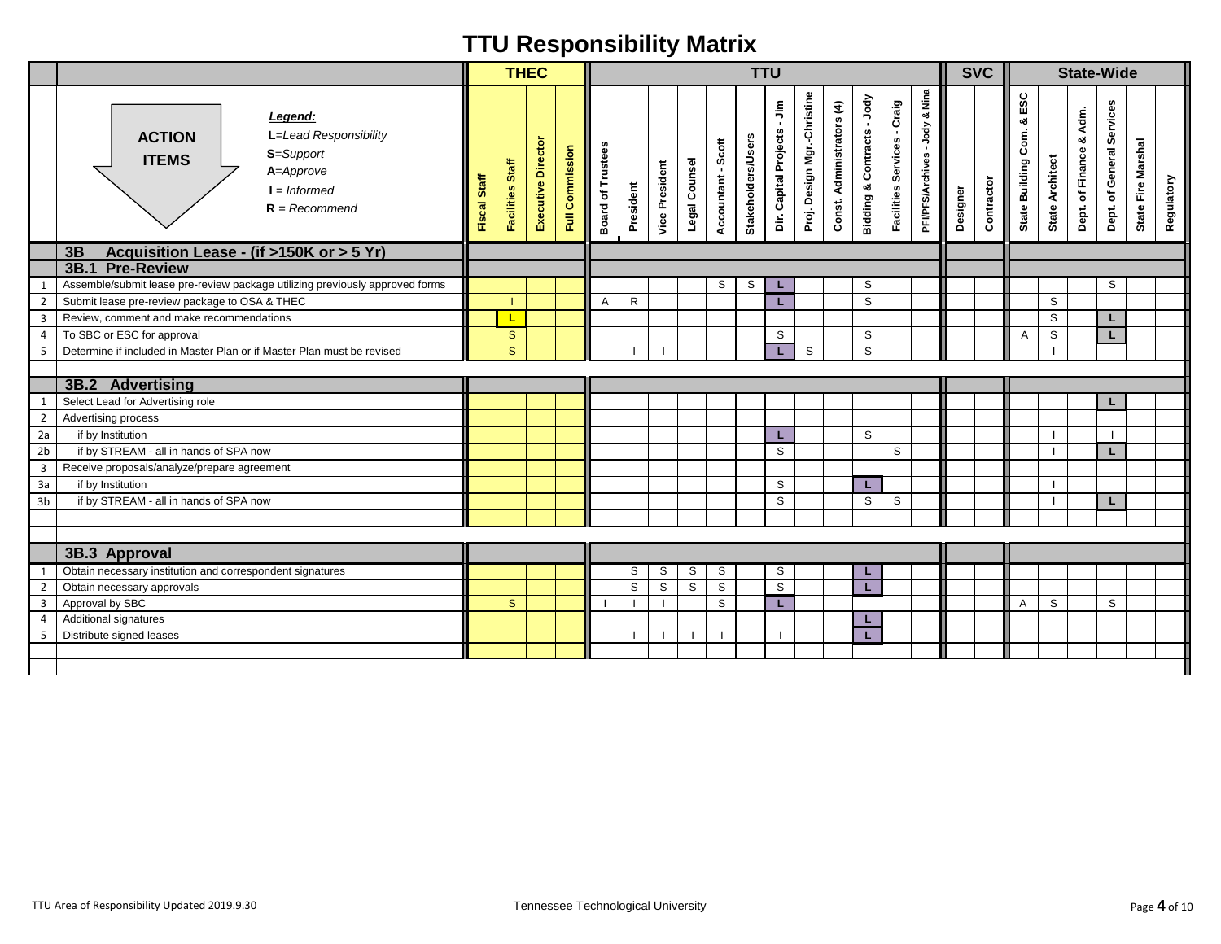# TTU Responsibility Matrix

**ACTION ITEMS**

*Legend:*
**L**=*Lead Responsibility*
**S**=*Support*
**A**=*Approve*
**I** = *Informed*
**R** = *Recommend*

| # | Action Items | THEC | | | | TTU | | | | | | | | | | | | SVC | | State-Wide | | | | | |
|---|---|---|---|---|---|---|---|---|---|---|---|---|---|---|---|---|---|---|---|---|---|---|---|---|---|
| | | Fiscal Staff | Facilities Staff | Executive Director | Full Commission | Board of Trustees | President | Vice President | Legal Counsel | Accountant - Scott | Stakeholders/Users | Dir. Capital Projects - Jim | Proj. Design Mgr.-Christine | Const. Administrators (4) | Bidding & Contracts - Jody | Facilities Services - Craig | PFI/PFS/Archives - Jody & Nina | Designer | Contractor | State Building Com. & ESC | State Architect | Dept. of Finance & Adm. | Dept. of General Services | State Fire Marshal | Regulatory |
| | **3B Acquisition Lease - (if >150K or > 5 Yr)** | | | | | | | | | | | | | | | | | | | | | | | | |
| | **3B.1 Pre-Review** | | | | | | | | | | | | | | | | | | | | | | | | |
| 1 | Assemble/submit lease pre-review package utilizing previously approved forms | | | | | | | | | S | S | L | | | S | | | | | | | | S | | |
| 2 | Submit lease pre-review package to OSA & THEC | | I | | | A | R | | | | | L | | | S | | | | | | S | | | | |
| 3 | Review, comment and make recommendations | | L | | | | | | | | | | | | | | | | | | S | | L | | |
| 4 | To SBC or ESC for approval | | S | | | | | | | | | S | | | S | | | | | A | S | | L | | |
| 5 | Determine if included in Master Plan or if Master Plan must be revised | | S | | | | I | I | | | | L | S | | S | | | | | | I | | | | |
| | **3B.2 Advertising** | | | | | | | | | | | | | | | | | | | | | | | | |
| 1 | Select Lead for Advertising role | | | | | | | | | | | | | | | | | | | | | | L | | |
| 2 | Advertising process | | | | | | | | | | | | | | | | | | | | | | | | |
| 2a | if by Institution | | | | | | | | | | | L | | | S | | | | | | I | | I | | |
| 2b | if by STREAM - all in hands of SPA now | | | | | | | | | | | S | | | | S | | | | | I | | L | | |
| 3 | Receive proposals/analyze/prepare agreement | | | | | | | | | | | | | | | | | | | | | | | | |
| 3a | if by Institution | | | | | | | | | | | S | | | L | | | | | | I | | | | |
| 3b | if by STREAM - all in hands of SPA now | | | | | | | | | | | S | | | S | S | | | | | I | | L | | |
| | **3B.3 Approval** | | | | | | | | | | | | | | | | | | | | | | | | |
| 1 | Obtain necessary institution and correspondent signatures | | | | | | S | S | S | S | | S | | | L | | | | | | | | | | |
| 2 | Obtain necessary approvals | | | | | | S | S | S | S | | S | | | L | | | | | | | | | | |
| 3 | Approval by SBC | | S | | | I | I | I | | S | | L | | | | | | | | A | S | | S | | |
| 4 | Additional signatures | | | | | | | | | | | | | | L | | | | | | | | | | |
| 5 | Distribute signed leases | | | | | | I | I | I | I | | I | | | L | | | | | | | | | | |

TTU Area of Responsibility Updated 2019.9.30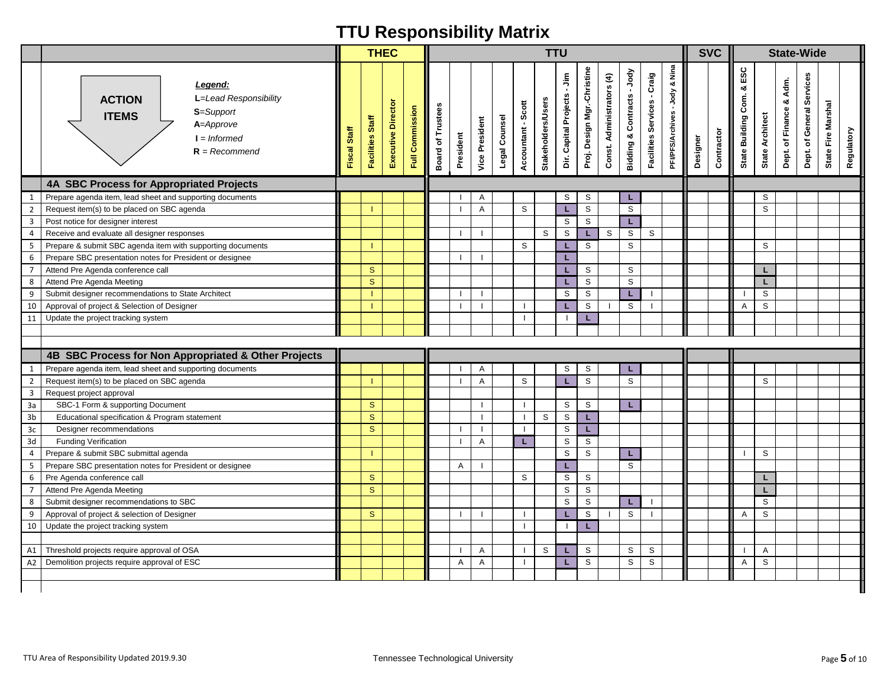# TTU Responsibility Matrix

**Legend:**
- L=*Lead Responsibility*
- S=*Support*
- A=*Approve*
- I = *Informed*
- R = *Recommend*

| | ACTION ITEMS | THEC | | | | TTU | | | | | | | | | | | | SVC | | State-Wide | | | | | |
|---|---|---|---|---|---|---|---|---|---|---|---|---|---|---|---|---|---|---|---|---|---|---|---|---|---|
| | | Fiscal Staff | Facilities Staff | Executive Director | Full Commission | Board of Trustees | President | Vice President | Legal Counsel | Accountant - Scott | Stakeholders/Users | Dir. Capital Projects - Jim | Proj. Design Mgr.-Christine | Const. Administrators (4) | Bidding & Contracts - Jody | Facilities Services - Craig | PFI/PFS/Archives - Jody & Nina | Designer | Contractor | State Building Com. & ESC | State Architect | Dept. of Finance & Adm. | Dept. of General Services | State Fire Marshal | Regulatory |
| | **4A SBC Process for Appropriated Projects** | | | | | | | | | | | | | | | | | | | | | | | | |
| 1 | Prepare agenda item, lead sheet and supporting documents | | | | | | I | A | | | | S | S | | L | | | | | | S | | | | |
| 2 | Request item(s) to be placed on SBC agenda | | I | | | | I | A | | S | | L | S | | S | | | | | | S | | | | |
| 3 | Post notice for designer interest | | | | | | | | | | | S | S | | L | | | | | | | | | | |
| 4 | Receive and evaluate all designer responses | | | | | | I | I | | | S | S | L | S | S | S | | | | | | | | | |
| 5 | Prepare & submit SBC agenda item with supporting documents | | I | | | | | | | S | | L | S | | S | | | | | | S | | | | |
| 6 | Prepare SBC presentation notes for President or designee | | | | | | I | I | | | | L | | | | | | | | | | | | | |
| 7 | Attend Pre Agenda conference call | | S | | | | | | | | | L | S | | S | | | | | | L | | | | |
| 8 | Attend Pre Agenda Meeting | | S | | | | | | | | | L | S | | S | | | | | | L | | | | |
| 9 | Submit designer recommendations to State Architect | | I | | | | I | I | | | | S | S | | L | I | | | | I | S | | | | |
| 10 | Approval of project & Selection of Designer | | I | | | | I | I | | I | | L | S | I | S | I | | | | A | S | | | | |
| 11 | Update the project tracking system | | | | | | | | | I | | I | L | | | | | | | | | | | | |
| | **4B SBC Process for Non Appropriated & Other Projects** | | | | | | | | | | | | | | | | | | | | | | | | |
| 1 | Prepare agenda item, lead sheet and supporting documents | | | | | | I | A | | | | S | S | | L | | | | | | | | | | |
| 2 | Request item(s) to be placed on SBC agenda | | I | | | | I | A | | S | | L | S | | S | | | | | | S | | | | |
| 3 | Request project approval | | | | | | | | | | | | | | | | | | | | | | | | |
| 3a | SBC-1 Form & supporting Document | | S | | | | | I | | I | | S | S | | L | | | | | | | | | | |
| 3b | Educational specification & Program statement | | S | | | | | I | | I | S | S | L | | | | | | | | | | | | |
| 3c | Designer recommendations | | S | | | | I | I | | I | | S | L | | | | | | | | | | | | |
| 3d | Funding Verification | | | | | | I | A | | L | | S | S | | | | | | | | | | | | |
| 4 | Prepare & submit SBC submittal agenda | | I | | | | | | | | | S | S | | L | | | | | I | S | | | | |
| 5 | Prepare SBC presentation notes for President or designee | | | | | | A | I | | | | L | | | S | | | | | | | | | | |
| 6 | Pre Agenda conference call | | S | | | | | | | S | | S | S | | | | | | | | L | | | | |
| 7 | Attend Pre Agenda Meeting | | S | | | | | | | | | S | S | | | | | | | | L | | | | |
| 8 | Submit designer recommendations to SBC | | | | | | | | | | | S | S | | L | I | | | | | S | | | | |
| 9 | Approval of project & selection of Designer | | S | | | | I | I | | I | | L | S | I | S | I | | | | A | S | | | | |
| 10 | Update the project tracking system | | | | | | | | | I | | I | L | | | | | | | | | | | | |
| A1 | Threshold projects require approval of OSA | | | | | | I | A | | I | S | L | S | | S | S | | | | I | A | | | | |
| A2 | Demolition projects require approval of ESC | | | | | | A | A | | I | | L | S | | S | S | | | | A | S | | | | |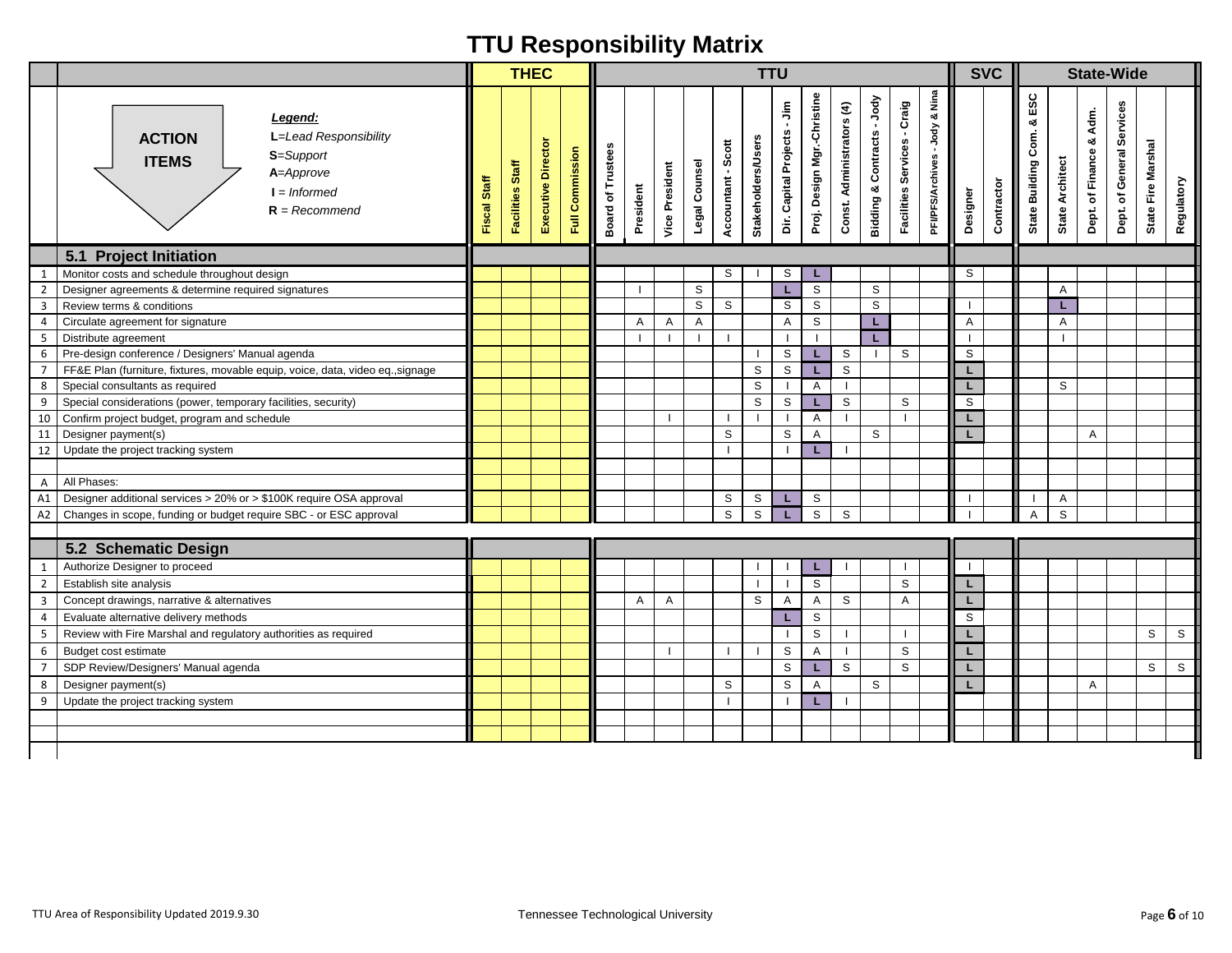# TTU Responsibility Matrix

**ACTION ITEMS**

*Legend:*
- **L**=*Lead Responsibility*
- **S**=*Support*
- **A**=*Approve*
- **I** = *Informed*
- **R** = *Recommend*

| | | THEC | | | | TTU | | | | | | | | | | | | SVC | | State-Wide | | | | | |
|---|---|---|---|---|---|---|---|---|---|---|---|---|---|---|---|---|---|---|---|---|---|---|---|---|---|
| | ACTION ITEMS | Fiscal Staff | Facilities Staff | Executive Director | Full Commission | Board of Trustees | President | Vice President | Legal Counsel | Accountant - Scott | Stakeholders/Users | Dir. Capital Projects - Jim | Proj. Design Mgr.-Christine | Const. Administrators (4) | Bidding & Contracts - Jody | Facilities Services - Craig | PFI/PFS/Archives - Jody & Nina | Designer | Contractor | State Building Com. & ESC | State Architect | Dept. of Finance & Adm. | Dept. of General Services | State Fire Marshal | Regulatory |
| | **5.1 Project Initiation** | | | | | | | | | | | | | | | | | | | | | | | | |
| 1 | Monitor costs and schedule throughout design | | | | | | | | | S | I | S | L | | | | | S | | | | | | | |
| 2 | Designer agreements & determine required signatures | | | | | | I | | S | | | L | S | | S | | | | | | A | | | | |
| 3 | Review terms & conditions | | | | | | | | S | S | | S | S | | S | | | I | | | L | | | | |
| 4 | Circulate agreement for signature | | | | | | A | A | A | | | A | S | | L | | | A | | | A | | | | |
| 5 | Distribute agreement | | | | | | I | I | I | I | | I | I | | L | | | I | | | I | | | | |
| 6 | Pre-design conference / Designers' Manual agenda | | | | | | | | | | I | S | L | S | I | S | | S | | | | | | | |
| 7 | FF&E Plan (furniture, fixtures, movable equip, voice, data, video eq.,signage | | | | | | | | | | S | S | L | S | | | | L | | | | | | | |
| 8 | Special consultants as required | | | | | | | | | | S | I | A | I | | | | L | | | S | | | | |
| 9 | Special considerations (power, temporary facilities, security) | | | | | | | | | | S | S | L | S | | S | | S | | | | | | | |
| 10 | Confirm project budget, program and schedule | | | | | | | I | | I | I | I | A | I | | I | | L | | | | | | | |
| 11 | Designer payment(s) | | | | | | | | | S | | S | A | | S | | | L | | | | A | | | |
| 12 | Update the project tracking system | | | | | | | | | I | | I | L | I | | | | | | | | | | | |
| | | | | | | | | | | | | | | | | | | | | | | | | | |
| A | All Phases: | | | | | | | | | | | | | | | | | | | | | | | | |
| A1 | Designer additional services > 20% or > $100K require OSA approval | | | | | | | | | S | S | L | S | | | | | I | | I | A | | | | |
| A2 | Changes in scope, funding or budget require SBC - or ESC approval | | | | | | | | | S | S | L | S | S | | | | I | | A | S | | | | |
| | **5.2 Schematic Design** | | | | | | | | | | | | | | | | | | | | | | | | |
| 1 | Authorize Designer to proceed | | | | | | | | | | I | I | L | I | | I | | I | | | | | | | |
| 2 | Establish site analysis | | | | | | | | | | I | I | S | | | S | | L | | | | | | | |
| 3 | Concept drawings, narrative & alternatives | | | | | | A | A | | | S | A | A | S | | A | | L | | | | | | | |
| 4 | Evaluate alternative delivery methods | | | | | | | | | | | L | S | | | | | S | | | | | | | |
| 5 | Review with Fire Marshal and regulatory authorities as required | | | | | | | | | | | I | S | I | | I | | L | | | | | | S | S |
| 6 | Budget cost estimate | | | | | | | I | | I | I | S | A | I | | S | | L | | | | | | | |
| 7 | SDP Review/Designers' Manual agenda | | | | | | | | | | | S | L | S | | S | | L | | | | | | S | S |
| 8 | Designer payment(s) | | | | | | | | | S | | S | A | | S | | | L | | | | A | | | |
| 9 | Update the project tracking system | | | | | | | | | I | | I | L | I | | | | | | | | | | | |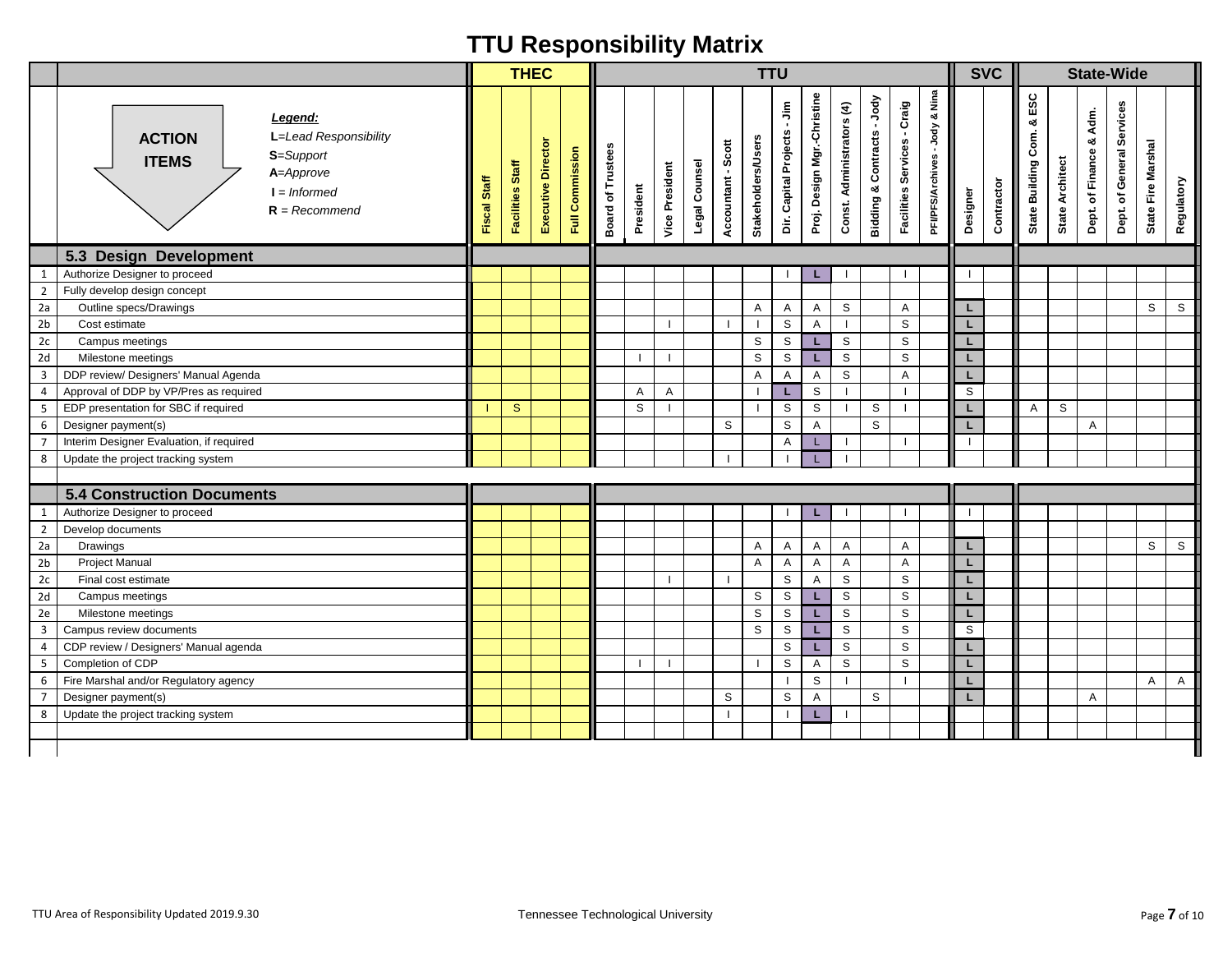# TTU Responsibility Matrix

**ACTION ITEMS**

*Legend:*
- **L**=*Lead Responsibility*
- **S**=*Support*
- **A**=*Approve*
- **I** = *Informed*
- **R** = *Recommend*

| | | THEC | | | | TTU | | | | | | | | | | | | SVC | | State-Wide | | | | | |
|---|---|---|---|---|---|---|---|---|---|---|---|---|---|---|---|---|---|---|---|---|---|---|---|---|---|
| | ACTION ITEMS | Fiscal Staff | Facilities Staff | Executive Director | Full Commission | Board of Trustees | President | Vice President | Legal Counsel | Accountant - Scott | Stakeholders/Users | Dir. Capital Projects - Jim | Proj. Design Mgr.-Christine | Const. Administrators (4) | Bidding & Contracts - Jody | Facilities Services - Craig | PFI/PFS/Archives - Jody & Nina | Designer | Contractor | State Building Com. & ESC | State Architect | Dept. of Finance & Adm. | Dept. of General Services | State Fire Marshal | Regulatory |
| | **5.3 Design Development** | | | | | | | | | | | | | | | | | | | | | | | | |
| 1 | Authorize Designer to proceed | | | | | | | | | | | I | L | I | | I | | I | | | | | | | |
| 2 | Fully develop design concept | | | | | | | | | | | | | | | | | | | | | | | | |
| 2a | Outline specs/Drawings | | | | | | | | | | A | A | A | S | | A | | L | | | | | | S | S |
| 2b | Cost estimate | | | | | | | I | | I | I | S | A | I | | S | | L | | | | | | | |
| 2c | Campus meetings | | | | | | | | | | S | S | L | S | | S | | L | | | | | | | |
| 2d | Milestone meetings | | | | | | I | I | | | S | S | L | S | | S | | L | | | | | | | |
| 3 | DDP review/ Designers' Manual Agenda | | | | | | | | | | A | A | A | S | | A | | L | | | | | | | |
| 4 | Approval of DDP by VP/Pres as required | | | | | | A | A | | | I | L | S | I | | I | | S | | | | | | | |
| 5 | EDP presentation for SBC if required | I | S | | | | S | I | | | I | S | S | I | S | I | | L | | A | S | | | | |
| 6 | Designer payment(s) | | | | | | | | | S | | S | A | | S | | | L | | | | A | | | |
| 7 | Interim Designer Evaluation, if required | | | | | | | | | | | A | L | I | | I | | I | | | | | | | |
| 8 | Update the project tracking system | | | | | | | | | I | | I | L | I | | | | | | | | | | | |
| | **5.4 Construction Documents** | | | | | | | | | | | | | | | | | | | | | | | | |
| 1 | Authorize Designer to proceed | | | | | | | | | | | I | L | I | | I | | I | | | | | | | |
| 2 | Develop documents | | | | | | | | | | | | | | | | | | | | | | | | |
| 2a | Drawings | | | | | | | | | | A | A | A | A | | A | | L | | | | | | S | S |
| 2b | Project Manual | | | | | | | | | | A | A | A | A | | A | | L | | | | | | | |
| 2c | Final cost estimate | | | | | | | I | | I | | S | A | S | | S | | L | | | | | | | |
| 2d | Campus meetings | | | | | | | | | | S | S | L | S | | S | | L | | | | | | | |
| 2e | Milestone meetings | | | | | | | | | | S | S | L | S | | S | | L | | | | | | | |
| 3 | Campus review documents | | | | | | | | | | S | S | L | S | | S | | S | | | | | | | |
| 4 | CDP review / Designers' Manual agenda | | | | | | | | | | | S | L | S | | S | | L | | | | | | | |
| 5 | Completion of CDP | | | | | | I | I | | | I | S | A | S | | S | | L | | | | | | | |
| 6 | Fire Marshal and/or Regulatory agency | | | | | | | | | | | I | S | I | | I | | L | | | | | | A | A |
| 7 | Designer payment(s) | | | | | | | | | S | | S | A | | S | | | L | | | | A | | | |
| 8 | Update the project tracking system | | | | | | | | | I | | I | L | I | | | | | | | | | | | |

TTU Area of Responsibility Updated 2019.9.30

Tennessee Technological University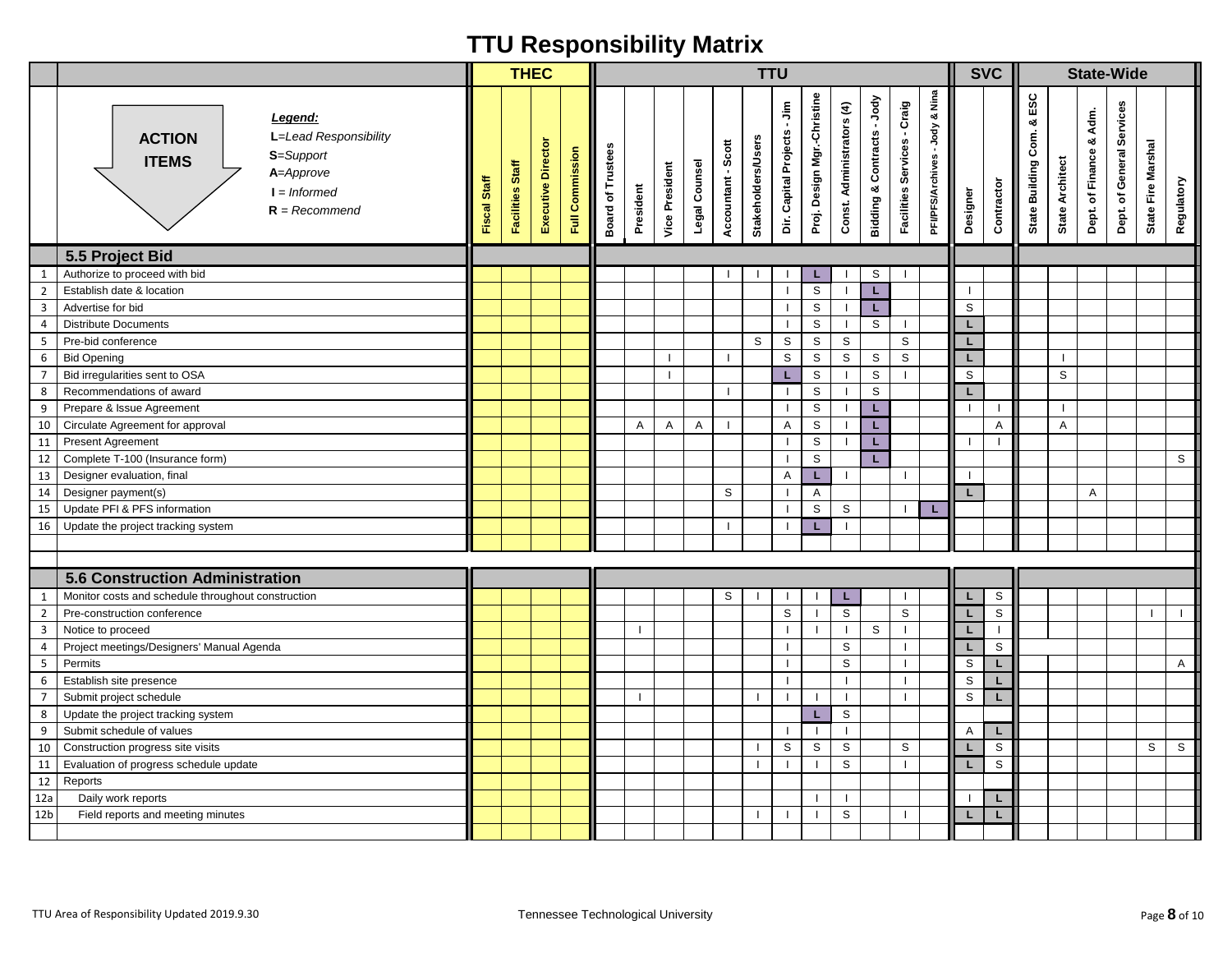# TTU Responsibility Matrix

**ACTION ITEMS**

*Legend:*
**L**=*Lead Responsibility*
**S**=*Support*
**A**=*Approve*
**I** = *Informed*
**R** = *Recommend*

| | | THEC | | | | TTU | | | | | | | | | | | | SVC | | State-Wide | | | | | |
|---|---|---|---|---|---|---|---|---|---|---|---|---|---|---|---|---|---|---|---|---|---|---|---|---|---|
| | ACTION ITEMS | Fiscal Staff | Facilities Staff | Executive Director | Full Commission | Board of Trustees | President | Vice President | Legal Counsel | Accountant - Scott | Stakeholders/Users | Dir. Capital Projects - Jim | Proj. Design Mgr.-Christine | Const. Administrators (4) | Bidding & Contracts - Jody | Facilities Services - Craig | PFI/PFS/Archives - Jody & Nina | Designer | Contractor | State Building Com. & ESC | State Architect | Dept. of Finance & Adm. | Dept. of General Services | State Fire Marshal | Regulatory |
| | **5.5 Project Bid** | | | | | | | | | | | | | | | | | | | | | | | | |
| 1 | Authorize to proceed with bid | | | | | | | | | I | I | I | L | I | S | I | | | | | | | | | |
| 2 | Establish date & location | | | | | | | | | | | I | S | I | L | | | I | | | | | | | |
| 3 | Advertise for bid | | | | | | | | | | | I | S | I | L | | | S | | | | | | | |
| 4 | Distribute Documents | | | | | | | | | | | I | S | I | S | I | | L | | | | | | | |
| 5 | Pre-bid conference | | | | | | | | | | S | S | S | S | | S | | L | | | | | | | |
| 6 | Bid Opening | | | | | | | I | | I | | S | S | S | S | S | | L | | | I | | | | |
| 7 | Bid irregularities sent to OSA | | | | | | | I | | | | L | S | I | S | I | | S | | | S | | | | |
| 8 | Recommendations of award | | | | | | | | | I | | I | S | I | S | | | L | | | | | | | |
| 9 | Prepare & Issue Agreement | | | | | | | | | | | I | S | I | L | | | I | I | | I | | | | |
| 10 | Circulate Agreement for approval | | | | | | A | A | A | I | | A | S | I | L | | | | A | | A | | | | |
| 11 | Present Agreement | | | | | | | | | | | I | S | I | L | | | I | I | | | | | | |
| 12 | Complete T-100 (Insurance form) | | | | | | | | | | | I | S | | L | | | | | | | | | | S |
| 13 | Designer evaluation, final | | | | | | | | | | | A | L | I | | I | | I | | | | | | | |
| 14 | Designer payment(s) | | | | | | | | | S | | I | A | | | | | L | | | | A | | | |
| 15 | Update PFI & PFS information | | | | | | | | | | | I | S | S | | I | L | | | | | | | | |
| 16 | Update the project tracking system | | | | | | | | | I | | I | L | I | | | | | | | | | | | |
| | **5.6 Construction Administration** | | | | | | | | | | | | | | | | | | | | | | | | |
| 1 | Monitor costs and schedule throughout construction | | | | | | | | | S | I | I | I | L | | I | | L | S | | | | | | |
| 2 | Pre-construction conference | | | | | | | | | | | S | I | S | | S | | L | S | | | | | I | I |
| 3 | Notice to proceed | | | | | | I | | | | | I | I | I | S | I | | L | I | | | | | | |
| 4 | Project meetings/Designers' Manual Agenda | | | | | | | | | | | I | | S | | I | | L | S | | | | | | |
| 5 | Permits | | | | | | | | | | | I | | S | | I | | S | L | | | | | | A |
| 6 | Establish site presence | | | | | | | | | | | I | | I | | I | | S | L | | | | | | |
| 7 | Submit project schedule | | | | | | I | | | | I | I | I | I | | I | | S | L | | | | | | |
| 8 | Update the project tracking system | | | | | | | | | | | | L | S | | | | | | | | | | | |
| 9 | Submit schedule of values | | | | | | | | | | | I | I | I | | | | A | L | | | | | | |
| 10 | Construction progress site visits | | | | | | | | | | I | S | S | S | | S | | L | S | | | | | S | S |
| 11 | Evaluation of progress schedule update | | | | | | | | | | I | I | I | S | | I | | L | S | | | | | | |
| 12 | Reports | | | | | | | | | | | | | | | | | | | | | | | | |
| 12a | Daily work reports | | | | | | | | | | | | I | I | | | | I | L | | | | | | |
| 12b | Field reports and meeting minutes | | | | | | | | | | I | I | I | S | | I | | L | L | | | | | | |

TTU Area of Responsibility Updated 2019.9.30 — Tennessee Technological University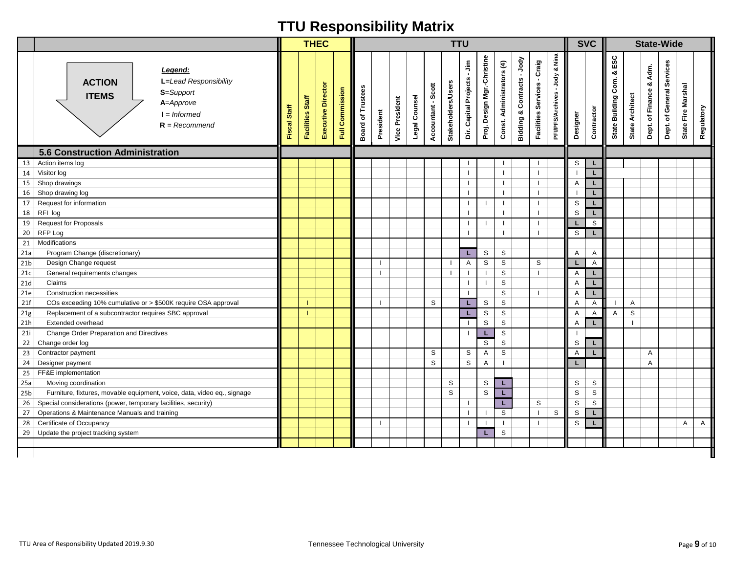# TTU Responsibility Matrix

| | ACTION ITEMS — Legend: L=Lead Responsibility, S=Support, A=Approve, I = Informed, R = Recommend | THEC | | | | TTU | | | | | | | | | | | | SVC | | State-Wide | | | | | |
|---|---|---|---|---|---|---|---|---|---|---|---|---|---|---|---|---|---|---|---|---|---|---|---|---|---|
| | | Fiscal Staff | Facilities Staff | Executive Director | Full Commission | Board of Trustees | President | Vice President | Legal Counsel | Accountant - Scott | Stakeholders/Users | Dir. Capital Projects - Jim | Proj. Design Mgr.-Christine | Const. Administrators (4) | Bidding & Contracts - Jody | Facilities Services - Craig | PFI/PFS/Archives - Jody & Nina | Designer | Contractor | State Building Com. & ESC | State Architect | Dept. of Finance & Adm. | Dept. of General Services | State Fire Marshal | Regulatory |
| | **5.6 Construction Administration** | | | | | | | | | | | | | | | | | | | | | | | | |
| 13 | Action items log | | | | | | | | | | | I | | I | | I | | S | L | | | | | | |
| 14 | Visitor log | | | | | | | | | | | I | | I | | I | | I | L | | | | | | |
| 15 | Shop drawings | | | | | | | | | | | I | | I | | I | | A | L | | | | | | |
| 16 | Shop drawing log | | | | | | | | | | | I | | I | | I | | I | L | | | | | | |
| 17 | Request for information | | | | | | | | | | | I | I | I | | I | | S | L | | | | | | |
| 18 | RFI log | | | | | | | | | | | I | | I | | I | | S | L | | | | | | |
| 19 | Request for Proposals | | | | | | | | | | | I | I | I | | I | | L | S | | | | | | |
| 20 | RFP Log | | | | | | | | | | | I | | I | | I | | S | L | | | | | | |
| 21 | Modifications | | | | | | | | | | | | | | | | | | | | | | | | |
| 21a | Program Change (discretionary) | | | | | | | | | | | L | S | S | | | | A | A | | | | | | |
| 21b | Design Change request | | | | | | I | | | | I | A | S | S | | S | | L | A | | | | | | |
| 21c | General requirements changes | | | | | | I | | | | I | I | I | S | | I | | A | L | | | | | | |
| 21d | Claims | | | | | | | | | | | I | I | S | | | | A | L | | | | | | |
| 21e | Construction necessities | | | | | | | | | | | I | | S | | I | | A | L | | | | | | |
| 21f | COs exceeding 10% cumulative or > $500K require OSA approval | | I | | | | I | | | S | | L | S | S | | | | A | A | I | A | | | | |
| 21g | Replacement of a subcontractor requires SBC approval | | I | | | | | | | | | L | S | S | | | | A | A | A | S | | | | |
| 21h | Extended overhead | | | | | | | | | | | I | S | S | | | | A | L | | I | | | | |
| 21i | Change Order Preparation and Directives | | | | | | | | | | | I | L | S | | | | I | | | | | | | |
| 22 | Change order log | | | | | | | | | | | | S | S | | | | S | L | | | | | | |
| 23 | Contractor payment | | | | | | | | | S | | S | A | S | | | | A | L | | | A | | | |
| 24 | Designer payment | | | | | | | | | S | | S | A | I | | | | L | | | | A | | | |
| 25 | FF&E implementation | | | | | | | | | | | | | | | | | | | | | | | | |
| 25a | Moving coordination | | | | | | | | | | S | | S | L | | | | S | S | | | | | | |
| 25b | Furniture, fixtures, movable equipment, voice, data, video eq., signage | | | | | | | | | | S | | S | L | | | | S | S | | | | | | |
| 26 | Special considerations (power, temporary facilities, security) | | | | | | | | | | | I | | L | | S | | S | S | | | | | | |
| 27 | Operations & Maintenance Manuals and training | | | | | | | | | | | I | I | S | | I | S | S | L | | | | | | |
| 28 | Certificate of Occupancy | | | | | | I | | | | | I | I | I | | I | | S | L | | | | | A | A |
| 29 | Update the project tracking system | | | | | | | | | | | | L | S | | | | | | | | | | | |

TTU Area of Responsibility Updated 2019.9.30 — Tennessee Technological University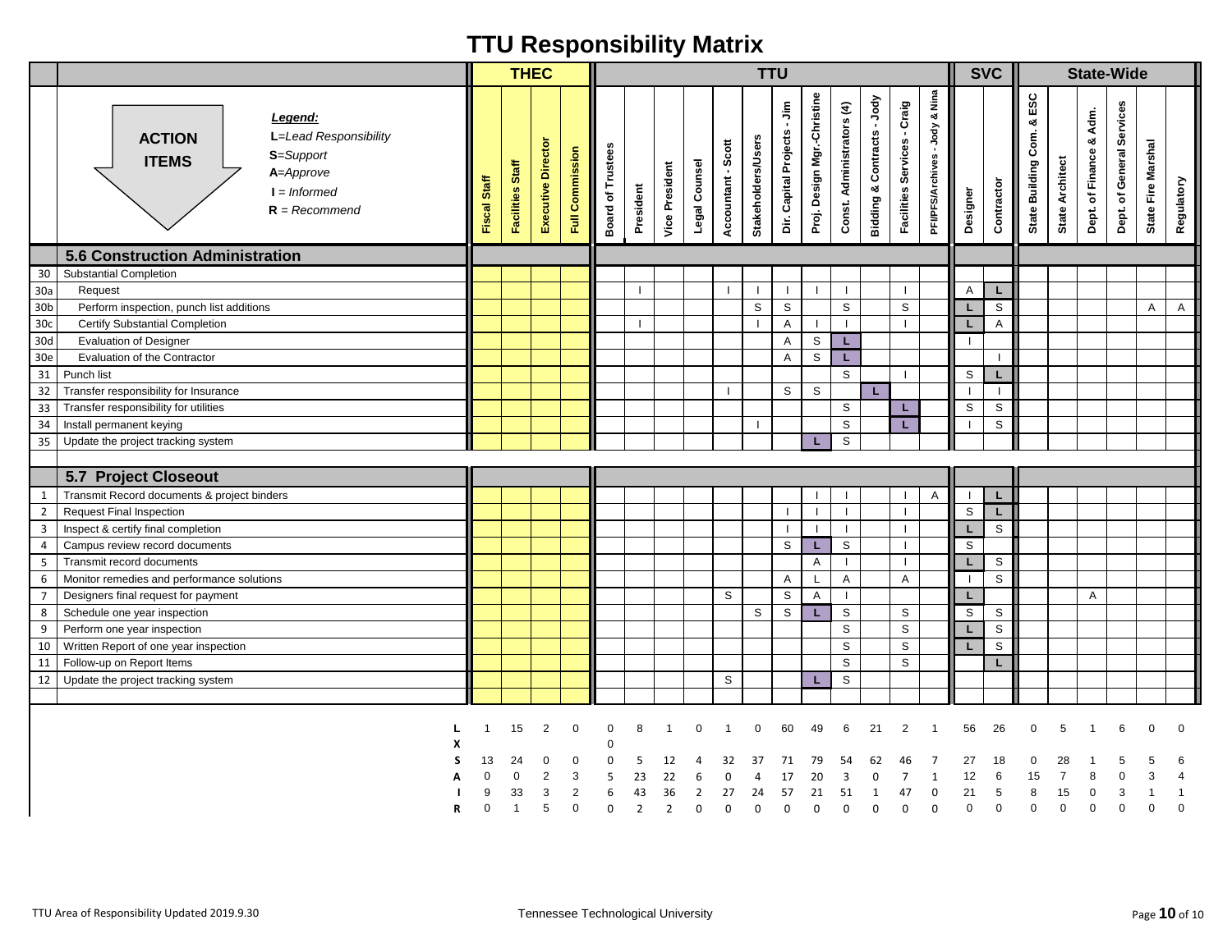# TTU Responsibility Matrix

**ACTION ITEMS**

*Legend:*
L=*Lead Responsibility*
S=*Support*
A=*Approve*
I = *Informed*
R = *Recommend*

| | | THEC | | | | TTU | | | | | | | | | | | | SVC | | State-Wide | | | | | |
|---|---|---|---|---|---|---|---|---|---|---|---|---|---|---|---|---|---|---|---|---|---|---|---|---|---|
| | ACTION ITEMS | Fiscal Staff | Facilities Staff | Executive Director | Full Commission | Board of Trustees | President | Vice President | Legal Counsel | Accountant - Scott | Stakeholders/Users | Dir. Capital Projects - Jim | Proj. Design Mgr.-Christine | Const. Administrators (4) | Bidding & Contracts - Jody | Facilities Services - Craig | PFI/PFS/Archives - Jody & Nina | Designer | Contractor | State Building Com. & ESC | State Architect | Dept. of Finance & Adm. | Dept. of General Services | State Fire Marshal | Regulatory |
| | **5.6 Construction Administration** | | | | | | | | | | | | | | | | | | | | | | | | |
| 30 | Substantial Completion | | | | | | | | | | | | | | | | | | | | | | | | |
| 30a | Request | | | | | | I | | | I | I | I | I | I | | I | | A | L | | | | | | |
| 30b | Perform inspection, punch list additions | | | | | | | | | | S | S | | S | | S | | L | S | | | | | A | A |
| 30c | Certify Substantial Completion | | | | | | I | | | | I | A | I | I | | I | | L | A | | | | | | |
| 30d | Evaluation of Designer | | | | | | | | | | | A | S | L | | | | I | | | | | | | |
| 30e | Evaluation of the Contractor | | | | | | | | | | | A | S | L | | | | | I | | | | | | |
| 31 | Punch list | | | | | | | | | | | | | S | | I | | S | L | | | | | | |
| 32 | Transfer responsibility for Insurance | | | | | | | | | I | | S | S | | L | | | I | I | | | | | | |
| 33 | Transfer responsibility for utilities | | | | | | | | | | | | | S | | L | | S | S | | | | | | |
| 34 | Install permanent keying | | | | | | | | | | I | | | S | | L | | I | S | | | | | | |
| 35 | Update the project tracking system | | | | | | | | | | | | L | S | | | | | | | | | | | |
| | **5.7 Project Closeout** | | | | | | | | | | | | | | | | | | | | | | | | |
| 1 | Transmit Record documents & project binders | | | | | | | | | | | | I | I | | I | A | I | L | | | | | | |
| 2 | Request Final Inspection | | | | | | | | | | | I | I | I | | I | | S | L | | | | | | |
| 3 | Inspect & certify final completion | | | | | | | | | | | I | I | I | | I | | L | S | | | | | | |
| 4 | Campus review record documents | | | | | | | | | | | S | L | S | | I | | S | | | | | | | |
| 5 | Transmit record documents | | | | | | | | | | | | A | I | | I | | L | S | | | | | | |
| 6 | Monitor remedies and performance solutions | | | | | | | | | | | A | L | A | | A | | I | S | | | | | | |
| 7 | Designers final request for payment | | | | | | | | | S | | S | A | I | | | | L | | | | A | | | |
| 8 | Schedule one year inspection | | | | | | | | | | S | S | L | S | | S | | S | S | | | | | | |
| 9 | Perform one year inspection | | | | | | | | | | | | | S | | S | | L | S | | | | | | |
| 10 | Written Report of one year inspection | | | | | | | | | | | | | S | | S | | L | S | | | | | | |
| 11 | Follow-up on Report Items | | | | | | | | | | | | | S | | S | | | L | | | | | | |
| 12 | Update the project tracking system | | | | | | | | | S | | | L | S | | | | | | | | | | | |
| | L | 1 | 15 | 2 | 0 | 0 | 8 | 1 | 0 | 1 | 0 | 60 | 49 | 6 | 21 | 2 | 1 | 56 | 26 | 0 | 5 | 1 | 6 | 0 | 0 |
| | X | | | | | 0 | | | | | | | | | | | | | | | | | | | |
| | S | 13 | 24 | 0 | 0 | 0 | 5 | 12 | 4 | 32 | 37 | 71 | 79 | 54 | 62 | 46 | 7 | 27 | 18 | 0 | 28 | 1 | 5 | 5 | 6 |
| | A | 0 | 0 | 2 | 3 | 5 | 23 | 22 | 6 | 0 | 4 | 17 | 20 | 3 | 0 | 7 | 1 | 12 | 6 | 15 | 7 | 8 | 0 | 3 | 4 |
| | I | 9 | 33 | 3 | 2 | 6 | 43 | 36 | 2 | 27 | 24 | 57 | 21 | 51 | 1 | 47 | 0 | 21 | 5 | 8 | 15 | 0 | 3 | 1 | 1 |
| | R | 0 | 1 | 5 | 0 | 0 | 2 | 2 | 0 | 0 | 0 | 0 | 0 | 0 | 0 | 0 | 0 | 0 | 0 | 0 | 0 | 0 | 0 | 0 | 0 |

TTU Area of Responsibility Updated 2019.9.30

Tennessee Technological University